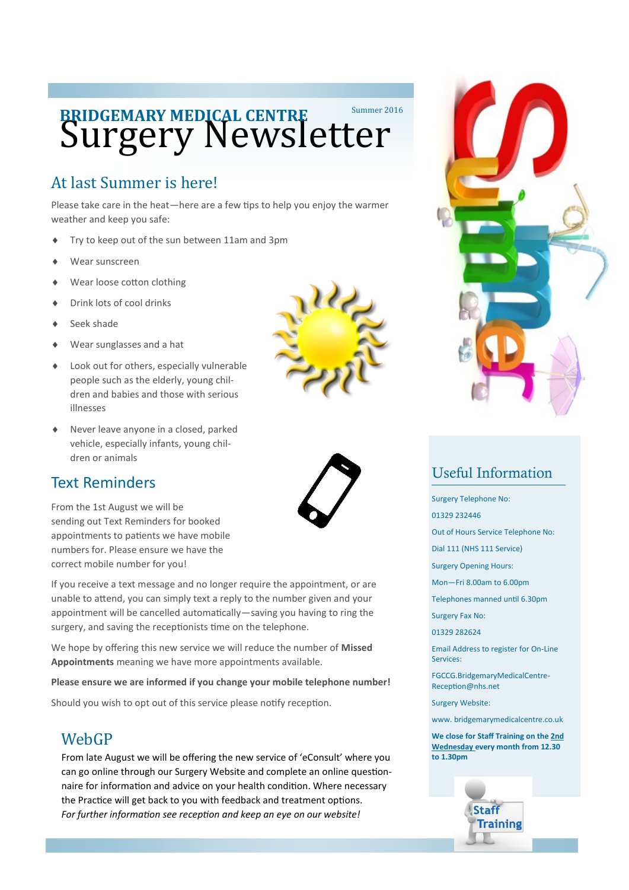# BRIDGEMARY MEDICAL CENTRE Surgery Newsletter

Summer 2016

## At last Summer is here!

Please take care in the heat—here are a few tips to help you enjoy the warmer weather and keep you safe:

- Try to keep out of the sun between 11am and 3pm
- Wear sunscreen
- Wear loose cotton clothing
- Drink lots of cool drinks
- Seek shade
- Wear sunglasses and a hat
- Look out for others, especially vulnerable people such as the elderly, young children and babies and those with serious illnesses
- Never leave anyone in a closed, parked vehicle, especially infants, young children or animals

## Text Reminders

From the 1st August we will be sending out Text Reminders for booked appointments to patients we have mobile numbers for. Please ensure we have the correct mobile number for you!

If you receive a text message and no longer require the appointment, or are unable to attend, you can simply text a reply to the number given and your appointment will be cancelled automatically—saving you having to ring the surgery, and saving the receptionists time on the telephone.

We hope by offering this new service we will reduce the number of **Missed Appointments** meaning we have more appointments available.

**Please ensure we are informed if you change your mobile telephone number!**

Should you wish to opt out of this service please notify reception.

## WebGP

From late August we will be offering the new service of 'eConsult' where you can go online through our Surgery Website and complete an online questionnaire for information and advice on your health condition. Where necessary the Practice will get back to you with feedback and treatment options.
*For further information see reception and keep an eye on our website!*

## Useful Information

Surgery Telephone No:

01329 232446

Out of Hours Service Telephone No:

Dial 111 (NHS 111 Service)

Surgery Opening Hours:

Mon—Fri 8.00am to 6.00pm

Telephones manned until 6.30pm

Surgery Fax No:

01329 282624

Email Address to register for On-Line Services:

FGCCG.BridgemaryMedicalCentre-Reception@nhs.net

Surgery Website:

www. bridgemarymedicalcentre.co.uk

**We close for Staff Training on the 2nd Wednesday every month from 12.30 to 1.30pm**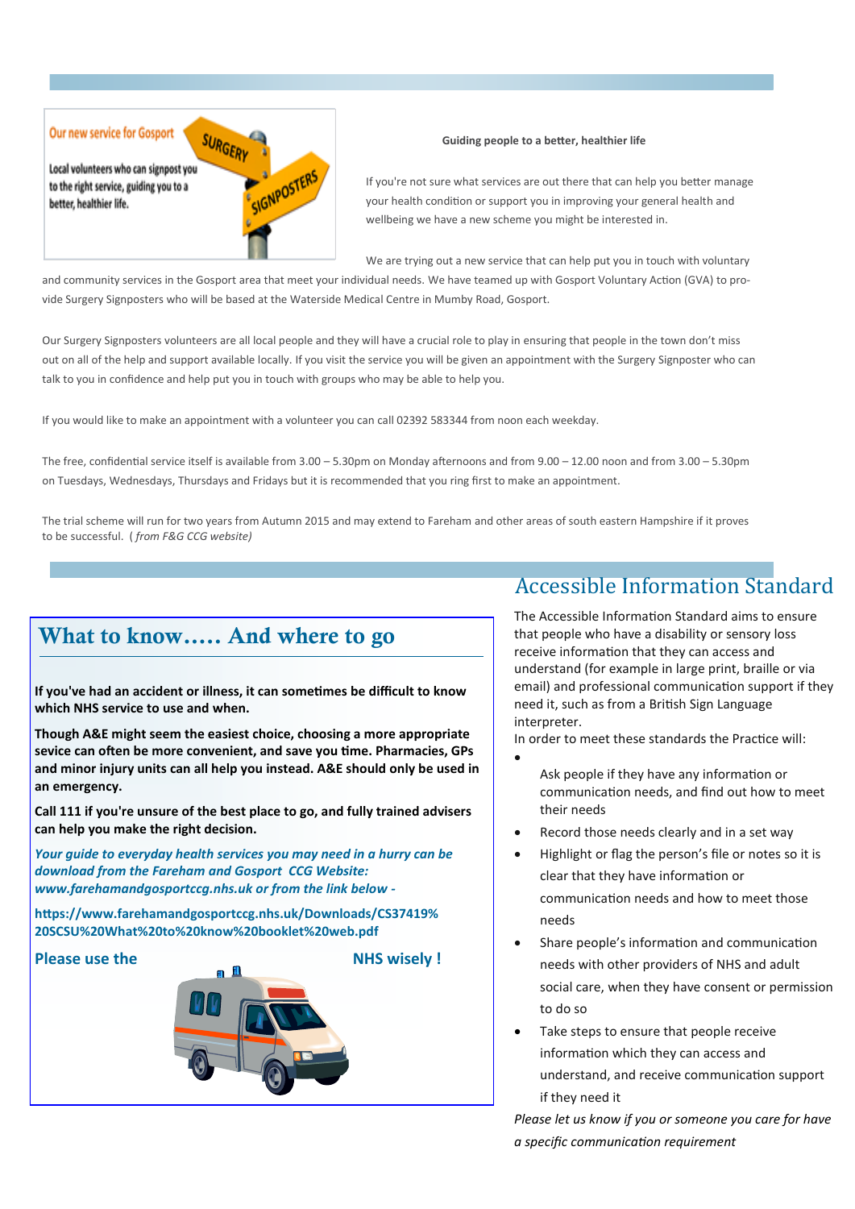Our new service for Gosport

Local volunteers who can signpost you to the right service, guiding you to a better, healthier life.

SURGERY

SIGNPOSTERS

**Guiding people to a better, healthier life**

If you're not sure what services are out there that can help you better manage your health condition or support you in improving your general health and wellbeing we have a new scheme you might be interested in.

We are trying out a new service that can help put you in touch with voluntary and community services in the Gosport area that meet your individual needs. We have teamed up with Gosport Voluntary Action (GVA) to provide Surgery Signposters who will be based at the Waterside Medical Centre in Mumby Road, Gosport.

Our Surgery Signposters volunteers are all local people and they will have a crucial role to play in ensuring that people in the town don't miss out on all of the help and support available locally. If you visit the service you will be given an appointment with the Surgery Signposter who can talk to you in confidence and help put you in touch with groups who may be able to help you.

If you would like to make an appointment with a volunteer you can call 02392 583344 from noon each weekday.

The free, confidential service itself is available from 3.00 – 5.30pm on Monday afternoons and from 9.00 – 12.00 noon and from 3.00 – 5.30pm on Tuesdays, Wednesdays, Thursdays and Fridays but it is recommended that you ring first to make an appointment.

The trial scheme will run for two years from Autumn 2015 and may extend to Fareham and other areas of south eastern Hampshire if it proves to be successful. ( *from F&G CCG website)*

## What to know….. And where to go

**If you've had an accident or illness, it can sometimes be difficult to know which NHS service to use and when.**

**Though A&E might seem the easiest choice, choosing a more appropriate sevice can often be more convenient, and save you time. Pharmacies, GPs and minor injury units can all help you instead. A&E should only be used in an emergency.**

**Call 111 if you're unsure of the best place to go, and fully trained advisers can help you make the right decision.**

***Your guide to everyday health services you may need in a hurry can be download from the Fareham and Gosport CCG Website: www.farehamandgosportccg.nhs.uk or from the link below -***

**https://www.farehamandgosportccg.nhs.uk/Downloads/CS37419%20SCSU%20What%20to%20know%20booklet%20web.pdf**

**Please use the NHS wisely !**

## Accessible Information Standard

The Accessible Information Standard aims to ensure that people who have a disability or sensory loss receive information that they can access and understand (for example in large print, braille or via email) and professional communication support if they need it, such as from a British Sign Language interpreter.

In order to meet these standards the Practice will:

- Ask people if they have any information or communication needs, and find out how to meet their needs
- Record those needs clearly and in a set way
- Highlight or flag the person's file or notes so it is clear that they have information or communication needs and how to meet those needs
- Share people's information and communication needs with other providers of NHS and adult social care, when they have consent or permission to do so
- Take steps to ensure that people receive information which they can access and understand, and receive communication support if they need it

*Please let us know if you or someone you care for have a specific communication requirement*